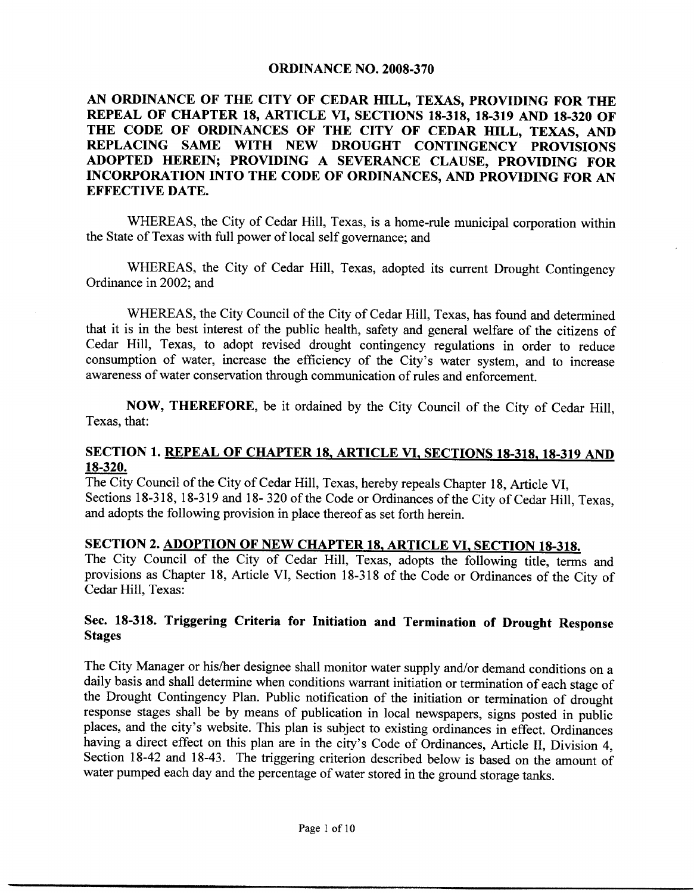# ORDINANCE NO. 2008-370

**AN ORDINANCE OF THE CITY OF CEDAR HILL, TEXAS, PROVIDING FOR THE REPEAL OF CHAPTER 18, ARTICLE VI, SECTIONS 18-318, 18-319 AND 18-320 OF THE CODE OF ORDINANCES OF THE CITY OF CEDAR HILL, TEXAS, AND REPLACING SAME WITH NEW DROUGHT CONTINGENCY PROVISIONS ADOPTED HEREIN; PROVIDING A SEVERANCE CLAUSE, PROVIDING FOR INCORPORATION INTO THE CODE OF ORDINANCES, AND PROVIDING FOR AN EFFECTIVE DATE.**

WHEREAS, the City of Cedar Hill, Texas, is a home-rule municipal corporation within the State of Texas with full power of local self governance; and

WHEREAS, the City of Cedar Hill, Texas, adopted its current Drought Contingency Ordinance in 2002; and

WHEREAS, the City Council of the City of Cedar Hill, Texas, has found and determined that it is in the best interest of the public health, safety and general welfare of the citizens of Cedar Hill, Texas, to adopt revised drought contingency regulations in order to reduce consumption of water, increase the efficiency of the City's water system, and to increase awareness of water conservation through communication of rules and enforcement.

**NOW, THEREFORE,** be it ordained by the City Council of the City of Cedar Hill, Texas, that:

## SECTION 1. REPEAL OF CHAPTER 18, ARTICLE VI, SECTIONS 18-318, 18-319 AND 18-320.

The City Council of the City of Cedar Hill, Texas, hereby repeals Chapter 18, Article VI, Sections 18-318, 18-319 and 18- 320 of the Code or Ordinances of the City of Cedar Hill, Texas, and adopts the following provision in place thereof as set forth herein.

## SECTION 2. ADOPTION OF NEW CHAPTER 18, ARTICLE VI, SECTION 18-318.

The City Council of the City of Cedar Hill, Texas, adopts the following title, terms and provisions as Chapter 18, Article VI, Section 18-318 of the Code or Ordinances of the City of Cedar Hill, Texas:

### Sec. 18-318. Triggering Criteria for Initiation and Termination of Drought Response Stages

The City Manager or his/her designee shall monitor water supply and/or demand conditions on a daily basis and shall determine when conditions warrant initiation or termination of each stage of the Drought Contingency Plan. Public notification of the initiation or termination of drought response stages shall be by means of publication in local newspapers, signs posted in public places, and the city's website. This plan is subject to existing ordinances in effect. Ordinances having a direct effect on this plan are in the city's Code of Ordinances, Article II, Division 4, Section 18-42 and 18-43. The triggering criterion described below is based on the amount of water pumped each day and the percentage of water stored in the ground storage tanks.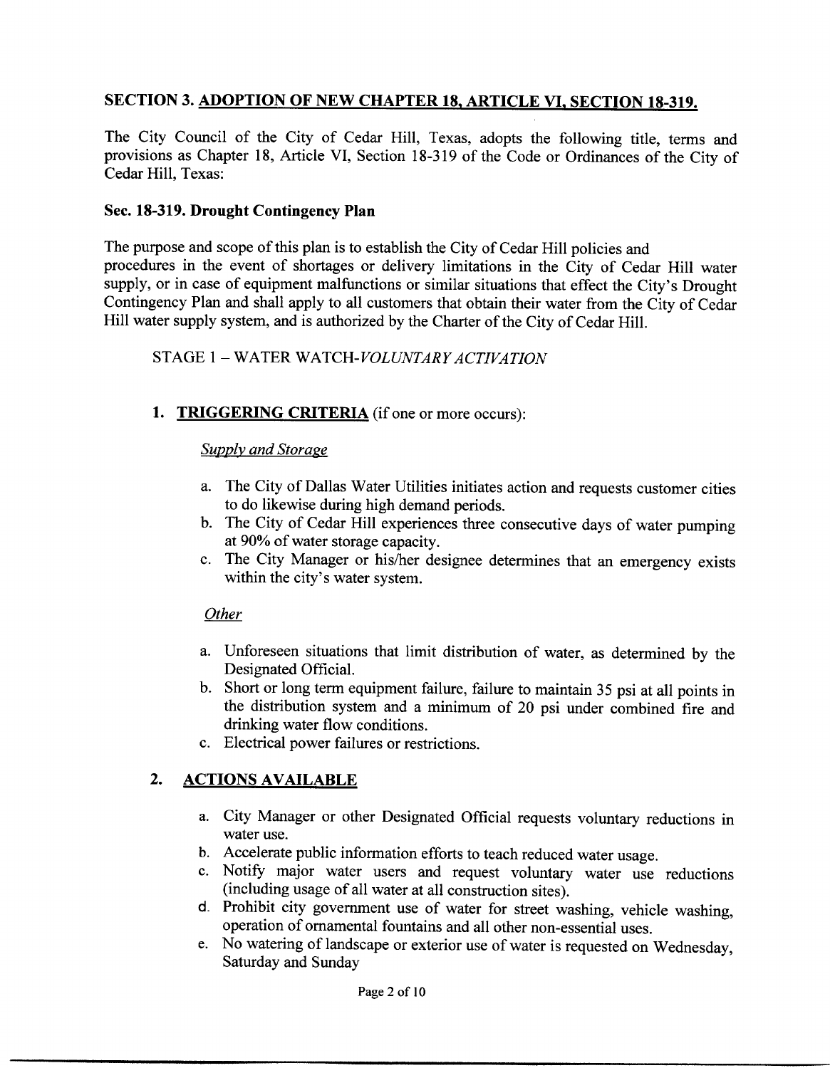## SECTION 3. ADOPTION OF NEW CHAPTER 18, ARTICLE VI, SECTION 18-319.

The City Council of the City of Cedar Hill, Texas, adopts the following title, terms and provisions as Chapter 18, Article VI, Section 18-319 of the Code or Ordinances of the City of Cedar Hill, Texas:

### Sec. 18-319. Drought Contingency Plan

The purpose and scope of this plan is to establish the City of Cedar Hill policies and procedures in the event of shortages or delivery limitations in the City of Cedar Hill water supply, or in case of equipment malfunctions or similar situations that effect the City's Drought Contingency Plan and shall apply to all customers that obtain their water from the City of Cedar Hill water supply system, and is authorized by the Charter of the City of Cedar Hill.

STAGE 1 – WATER WATCH-*VOLUNTARY ACTIVATION*

1. **TRIGGERING CRITERIA** (if one or more occurs):

   *Supply and Storage*

   a. The City of Dallas Water Utilities initiates action and requests customer cities to do likewise during high demand periods.
   b. The City of Cedar Hill experiences three consecutive days of water pumping at 90% of water storage capacity.
   c. The City Manager or his/her designee determines that an emergency exists within the city's water system.

   *Other*

   a. Unforeseen situations that limit distribution of water, as determined by the Designated Official.
   b. Short or long term equipment failure, failure to maintain 35 psi at all points in the distribution system and a minimum of 20 psi under combined fire and drinking water flow conditions.
   c. Electrical power failures or restrictions.

2. **ACTIONS AVAILABLE**

   a. City Manager or other Designated Official requests voluntary reductions in water use.
   b. Accelerate public information efforts to teach reduced water usage.
   c. Notify major water users and request voluntary water use reductions (including usage of all water at all construction sites).
   d. Prohibit city government use of water for street washing, vehicle washing, operation of ornamental fountains and all other non-essential uses.
   e. No watering of landscape or exterior use of water is requested on Wednesday, Saturday and Sunday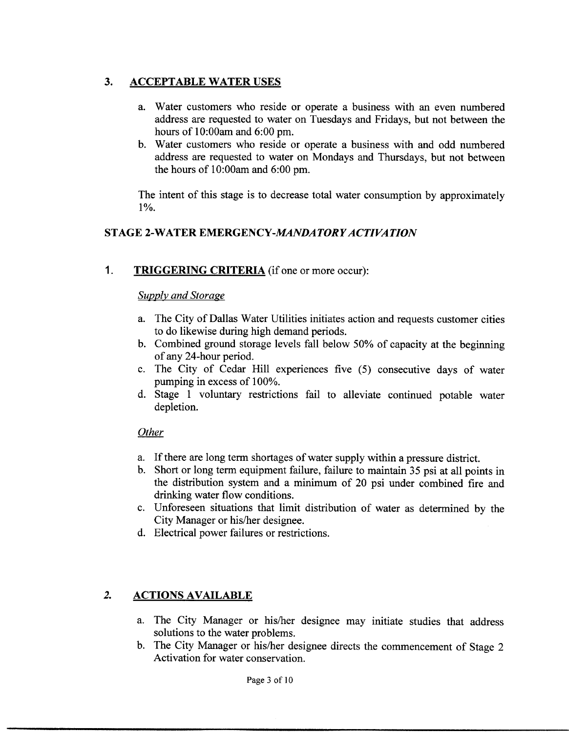## 3. ACCEPTABLE WATER USES

a. Water customers who reside or operate a business with an even numbered address are requested to water on Tuesdays and Fridays, but not between the hours of 10:00am and 6:00 pm.
b. Water customers who reside or operate a business with and odd numbered address are requested to water on Mondays and Thursdays, but not between the hours of 10:00am and 6:00 pm.

The intent of this stage is to decrease total water consumption by approximately 1%.

## STAGE 2-WATER EMERGENCY-*MANDATORY ACTIVATION*

## 1. TRIGGERING CRITERIA (if one or more occur):

*Supply and Storage*

a. The City of Dallas Water Utilities initiates action and requests customer cities to do likewise during high demand periods.
b. Combined ground storage levels fall below 50% of capacity at the beginning of any 24-hour period.
c. The City of Cedar Hill experiences five (5) consecutive days of water pumping in excess of 100%.
d. Stage 1 voluntary restrictions fail to alleviate continued potable water depletion.

*Other*

a. If there are long term shortages of water supply within a pressure district.
b. Short or long term equipment failure, failure to maintain 35 psi at all points in the distribution system and a minimum of 20 psi under combined fire and drinking water flow conditions.
c. Unforeseen situations that limit distribution of water as determined by the City Manager or his/her designee.
d. Electrical power failures or restrictions.

## 2. ACTIONS AVAILABLE

a. The City Manager or his/her designee may initiate studies that address solutions to the water problems.
b. The City Manager or his/her designee directs the commencement of Stage 2 Activation for water conservation.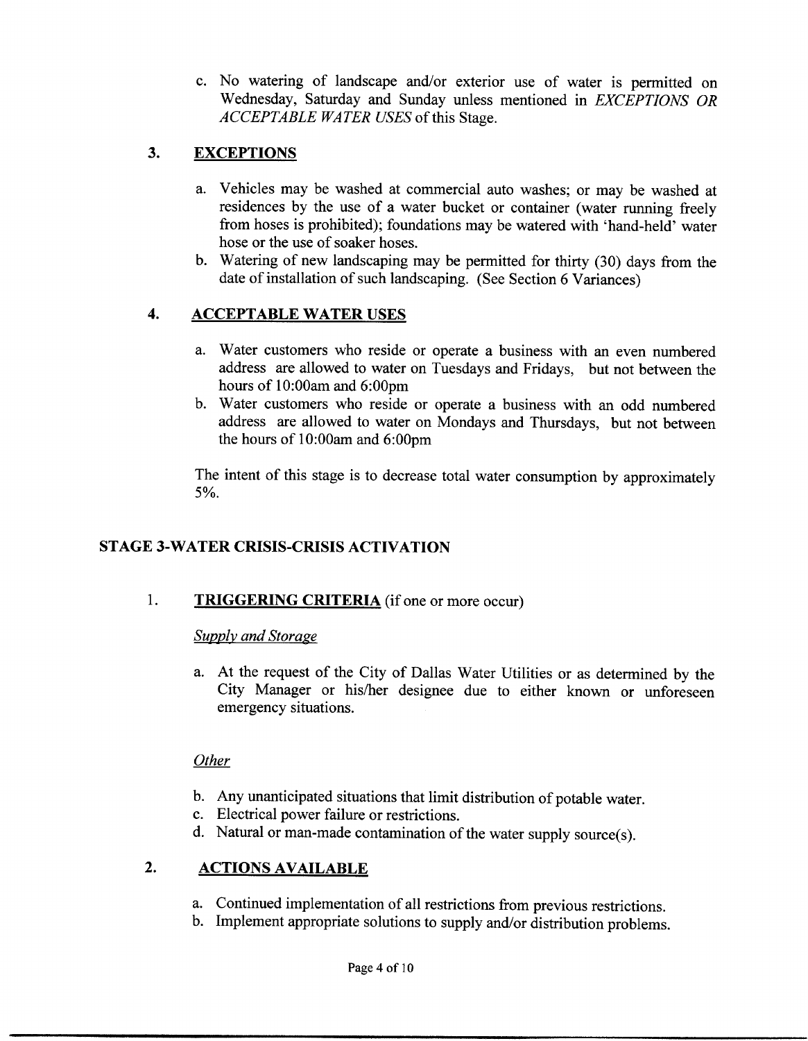c. No watering of landscape and/or exterior use of water is permitted on Wednesday, Saturday and Sunday unless mentioned in *EXCEPTIONS OR ACCEPTABLE WATER USES* of this Stage.

### 3. <u>EXCEPTIONS</u>

a. Vehicles may be washed at commercial auto washes; or may be washed at residences by the use of a water bucket or container (water running freely from hoses is prohibited); foundations may be watered with 'hand-held' water hose or the use of soaker hoses.
b. Watering of new landscaping may be permitted for thirty (30) days from the date of installation of such landscaping. (See Section 6 Variances)

### 4. <u>ACCEPTABLE WATER USES</u>

a. Water customers who reside or operate a business with an even numbered address are allowed to water on Tuesdays and Fridays, but not between the hours of 10:00am and 6:00pm
b. Water customers who reside or operate a business with an odd numbered address are allowed to water on Mondays and Thursdays, but not between the hours of 10:00am and 6:00pm

The intent of this stage is to decrease total water consumption by approximately 5%.

## STAGE 3-WATER CRISIS-CRISIS ACTIVATION

### 1. <u>TRIGGERING CRITERIA</u> (if one or more occur)

*<u>Supply and Storage</u>*

a. At the request of the City of Dallas Water Utilities or as determined by the City Manager or his/her designee due to either known or unforeseen emergency situations.

*<u>Other</u>*

b. Any unanticipated situations that limit distribution of potable water.
c. Electrical power failure or restrictions.
d. Natural or man-made contamination of the water supply source(s).

### 2. <u>ACTIONS AVAILABLE</u>

a. Continued implementation of all restrictions from previous restrictions.
b. Implement appropriate solutions to supply and/or distribution problems.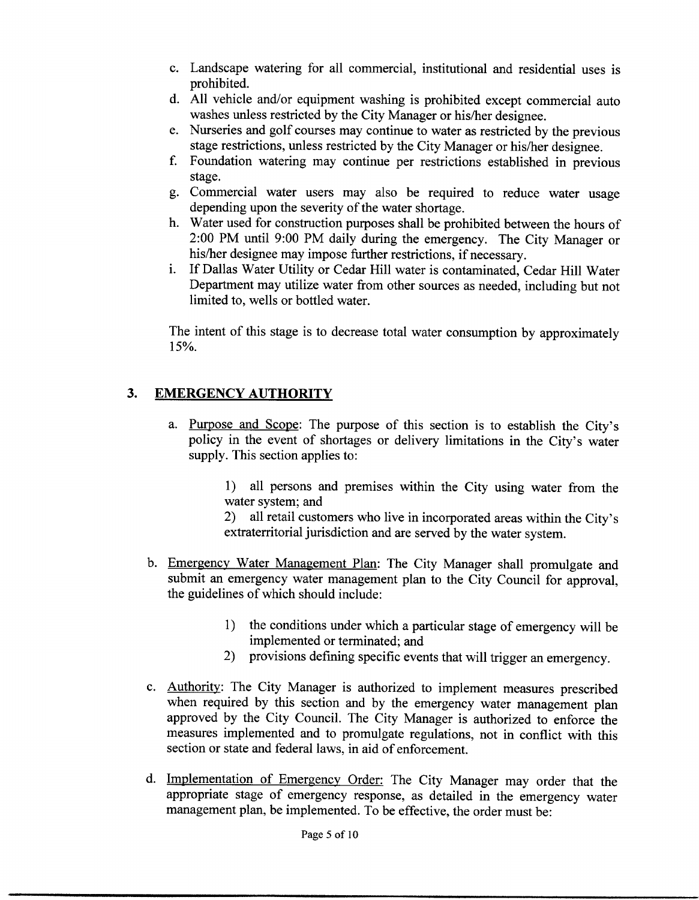c. Landscape watering for all commercial, institutional and residential uses is prohibited.
d. All vehicle and/or equipment washing is prohibited except commercial auto washes unless restricted by the City Manager or his/her designee.
e. Nurseries and golf courses may continue to water as restricted by the previous stage restrictions, unless restricted by the City Manager or his/her designee.
f. Foundation watering may continue per restrictions established in previous stage.
g. Commercial water users may also be required to reduce water usage depending upon the severity of the water shortage.
h. Water used for construction purposes shall be prohibited between the hours of 2:00 PM until 9:00 PM daily during the emergency. The City Manager or his/her designee may impose further restrictions, if necessary.
i. If Dallas Water Utility or Cedar Hill water is contaminated, Cedar Hill Water Department may utilize water from other sources as needed, including but not limited to, wells or bottled water.

The intent of this stage is to decrease total water consumption by approximately 15%.

## 3. EMERGENCY AUTHORITY

a. Purpose and Scope: The purpose of this section is to establish the City's policy in the event of shortages or delivery limitations in the City's water supply. This section applies to:

   1) all persons and premises within the City using water from the water system; and
   2) all retail customers who live in incorporated areas within the City's extraterritorial jurisdiction and are served by the water system.

b. Emergency Water Management Plan: The City Manager shall promulgate and submit an emergency water management plan to the City Council for approval, the guidelines of which should include:

   1) the conditions under which a particular stage of emergency will be implemented or terminated; and
   2) provisions defining specific events that will trigger an emergency.

c. Authority: The City Manager is authorized to implement measures prescribed when required by this section and by the emergency water management plan approved by the City Council. The City Manager is authorized to enforce the measures implemented and to promulgate regulations, not in conflict with this section or state and federal laws, in aid of enforcement.

d. Implementation of Emergency Order: The City Manager may order that the appropriate stage of emergency response, as detailed in the emergency water management plan, be implemented. To be effective, the order must be: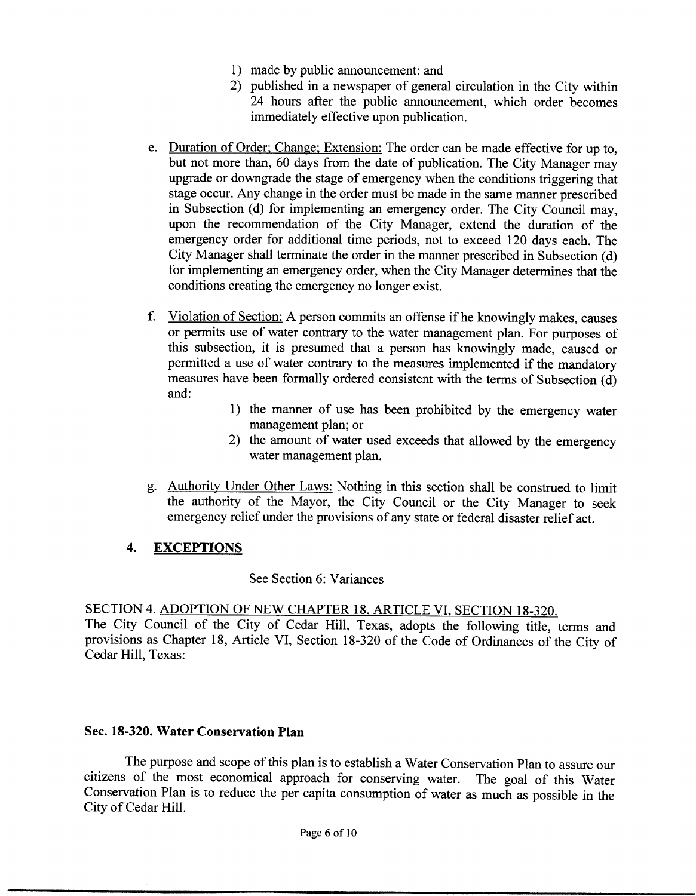1) made by public announcement: and
2) published in a newspaper of general circulation in the City within 24 hours after the public announcement, which order becomes immediately effective upon publication.

e. Duration of Order; Change; Extension: The order can be made effective for up to, but not more than, 60 days from the date of publication. The City Manager may upgrade or downgrade the stage of emergency when the conditions triggering that stage occur. Any change in the order must be made in the same manner prescribed in Subsection (d) for implementing an emergency order. The City Council may, upon the recommendation of the City Manager, extend the duration of the emergency order for additional time periods, not to exceed 120 days each. The City Manager shall terminate the order in the manner prescribed in Subsection (d) for implementing an emergency order, when the City Manager determines that the conditions creating the emergency no longer exist.

f. Violation of Section: A person commits an offense if he knowingly makes, causes or permits use of water contrary to the water management plan. For purposes of this subsection, it is presumed that a person has knowingly made, caused or permitted a use of water contrary to the measures implemented if the mandatory measures have been formally ordered consistent with the terms of Subsection (d) and:

1) the manner of use has been prohibited by the emergency water management plan; or
2) the amount of water used exceeds that allowed by the emergency water management plan.

g. Authority Under Other Laws: Nothing in this section shall be construed to limit the authority of the Mayor, the City Council or the City Manager to seek emergency relief under the provisions of any state or federal disaster relief act.

### 4. EXCEPTIONS

See Section 6: Variances

SECTION 4. ADOPTION OF NEW CHAPTER 18, ARTICLE VI, SECTION 18-320.
The City Council of the City of Cedar Hill, Texas, adopts the following title, terms and provisions as Chapter 18, Article VI, Section 18-320 of the Code of Ordinances of the City of Cedar Hill, Texas:

**Sec. 18-320. Water Conservation Plan**

The purpose and scope of this plan is to establish a Water Conservation Plan to assure our citizens of the most economical approach for conserving water. The goal of this Water Conservation Plan is to reduce the per capita consumption of water as much as possible in the City of Cedar Hill.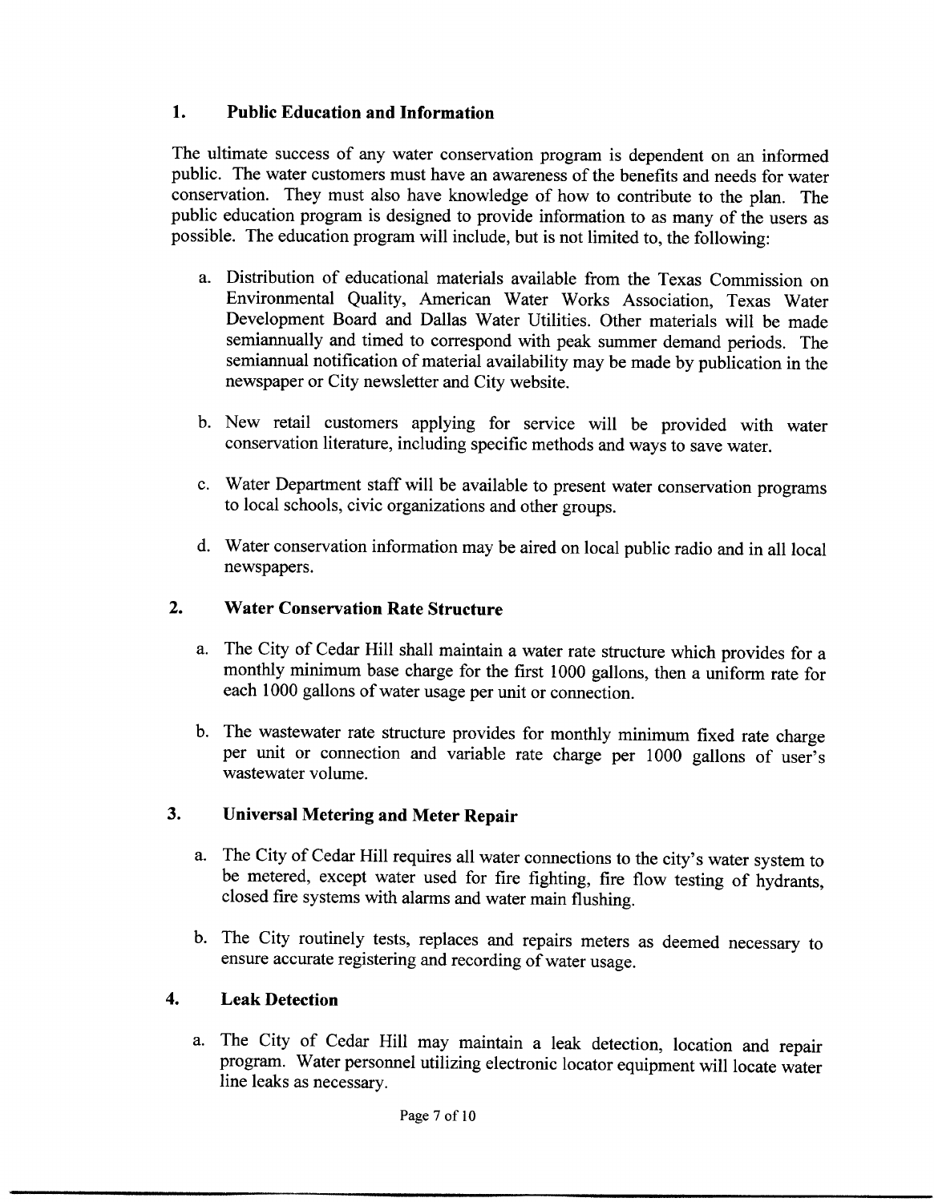## 1. Public Education and Information

The ultimate success of any water conservation program is dependent on an informed public. The water customers must have an awareness of the benefits and needs for water conservation. They must also have knowledge of how to contribute to the plan. The public education program is designed to provide information to as many of the users as possible. The education program will include, but is not limited to, the following:

a. Distribution of educational materials available from the Texas Commission on Environmental Quality, American Water Works Association, Texas Water Development Board and Dallas Water Utilities. Other materials will be made semiannually and timed to correspond with peak summer demand periods. The semiannual notification of material availability may be made by publication in the newspaper or City newsletter and City website.

b. New retail customers applying for service will be provided with water conservation literature, including specific methods and ways to save water.

c. Water Department staff will be available to present water conservation programs to local schools, civic organizations and other groups.

d. Water conservation information may be aired on local public radio and in all local newspapers.

## 2. Water Conservation Rate Structure

a. The City of Cedar Hill shall maintain a water rate structure which provides for a monthly minimum base charge for the first 1000 gallons, then a uniform rate for each 1000 gallons of water usage per unit or connection.

b. The wastewater rate structure provides for monthly minimum fixed rate charge per unit or connection and variable rate charge per 1000 gallons of user's wastewater volume.

## 3. Universal Metering and Meter Repair

a. The City of Cedar Hill requires all water connections to the city's water system to be metered, except water used for fire fighting, fire flow testing of hydrants, closed fire systems with alarms and water main flushing.

b. The City routinely tests, replaces and repairs meters as deemed necessary to ensure accurate registering and recording of water usage.

## 4. Leak Detection

a. The City of Cedar Hill may maintain a leak detection, location and repair program. Water personnel utilizing electronic locator equipment will locate water line leaks as necessary.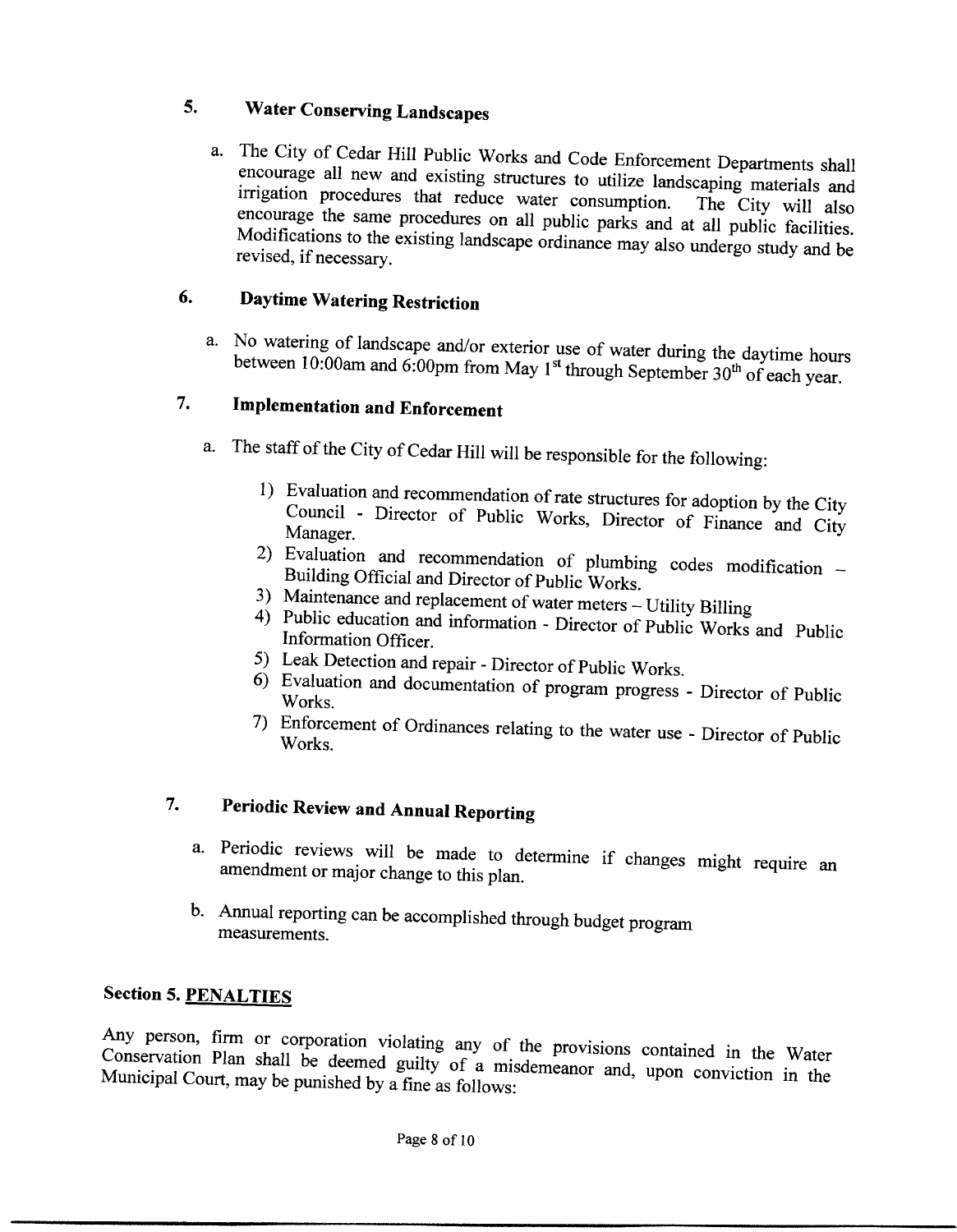## 5. Water Conserving Landscapes

a. The City of Cedar Hill Public Works and Code Enforcement Departments shall encourage all new and existing structures to utilize landscaping materials and irrigation procedures that reduce water consumption. The City will also encourage the same procedures on all public parks and at all public facilities. Modifications to the existing landscape ordinance may also undergo study and be revised, if necessary.

## 6. Daytime Watering Restriction

a. No watering of landscape and/or exterior use of water during the daytime hours between 10:00am and 6:00pm from May 1st through September 30th of each year.

## 7. Implementation and Enforcement

a. The staff of the City of Cedar Hill will be responsible for the following:

1) Evaluation and recommendation of rate structures for adoption by the City Council - Director of Public Works, Director of Finance and City Manager.
2) Evaluation and recommendation of plumbing codes modification – Building Official and Director of Public Works.
3) Maintenance and replacement of water meters – Utility Billing
4) Public education and information - Director of Public Works and Public Information Officer.
5) Leak Detection and repair - Director of Public Works.
6) Evaluation and documentation of program progress - Director of Public Works.
7) Enforcement of Ordinances relating to the water use - Director of Public Works.

## 7. Periodic Review and Annual Reporting

a. Periodic reviews will be made to determine if changes might require an amendment or major change to this plan.

b. Annual reporting can be accomplished through budget program measurements.

## Section 5. PENALTIES

Any person, firm or corporation violating any of the provisions contained in the Water Conservation Plan shall be deemed guilty of a misdemeanor and, upon conviction in the Municipal Court, may be punished by a fine as follows: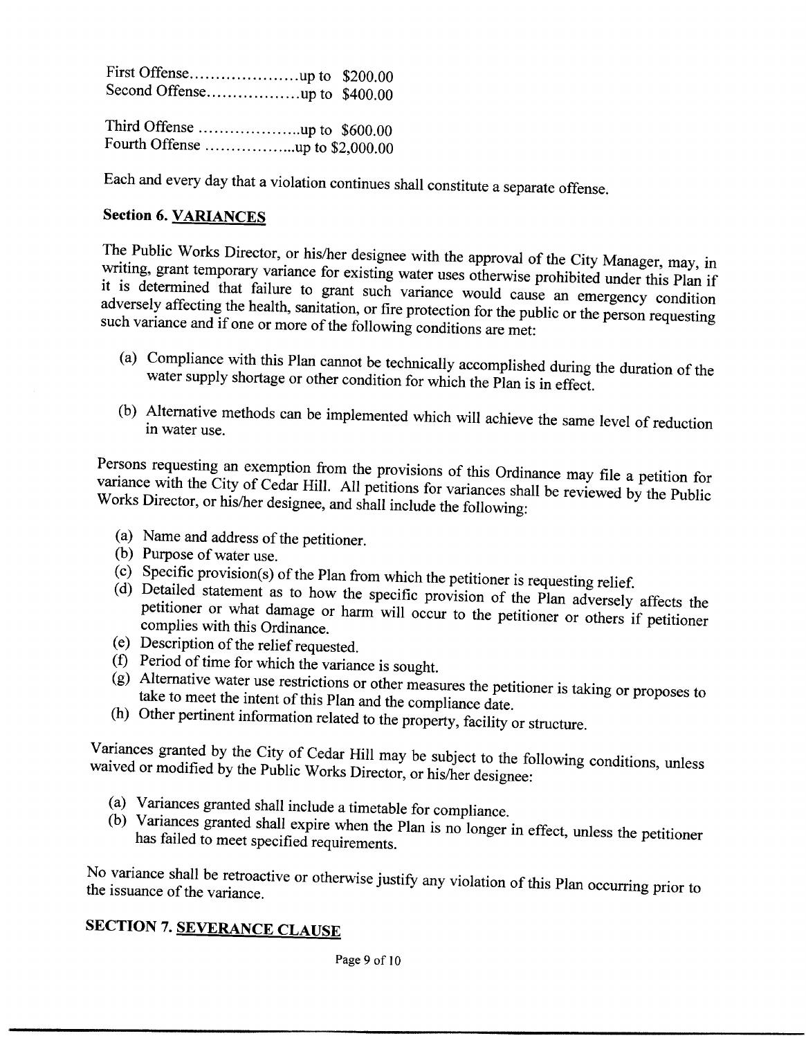First Offense.....................up to $200.00
Second Offense..................up to $400.00

Third Offense ....................up to $600.00
Fourth Offense ..................up to $2,000.00

Each and every day that a violation continues shall constitute a separate offense.

## Section 6. VARIANCES

The Public Works Director, or his/her designee with the approval of the City Manager, may, in writing, grant temporary variance for existing water uses otherwise prohibited under this Plan if it is determined that failure to grant such variance would cause an emergency condition adversely affecting the health, sanitation, or fire protection for the public or the person requesting such variance and if one or more of the following conditions are met:

(a) Compliance with this Plan cannot be technically accomplished during the duration of the water supply shortage or other condition for which the Plan is in effect.

(b) Alternative methods can be implemented which will achieve the same level of reduction in water use.

Persons requesting an exemption from the provisions of this Ordinance may file a petition for variance with the City of Cedar Hill. All petitions for variances shall be reviewed by the Public Works Director, or his/her designee, and shall include the following:

(a) Name and address of the petitioner.
(b) Purpose of water use.
(c) Specific provision(s) of the Plan from which the petitioner is requesting relief.
(d) Detailed statement as to how the specific provision of the Plan adversely affects the petitioner or what damage or harm will occur to the petitioner or others if petitioner complies with this Ordinance.
(e) Description of the relief requested.
(f) Period of time for which the variance is sought.
(g) Alternative water use restrictions or other measures the petitioner is taking or proposes to take to meet the intent of this Plan and the compliance date.
(h) Other pertinent information related to the property, facility or structure.

Variances granted by the City of Cedar Hill may be subject to the following conditions, unless waived or modified by the Public Works Director, or his/her designee:

(a) Variances granted shall include a timetable for compliance.
(b) Variances granted shall expire when the Plan is no longer in effect, unless the petitioner has failed to meet specified requirements.

No variance shall be retroactive or otherwise justify any violation of this Plan occurring prior to the issuance of the variance.

## SECTION 7. SEVERANCE CLAUSE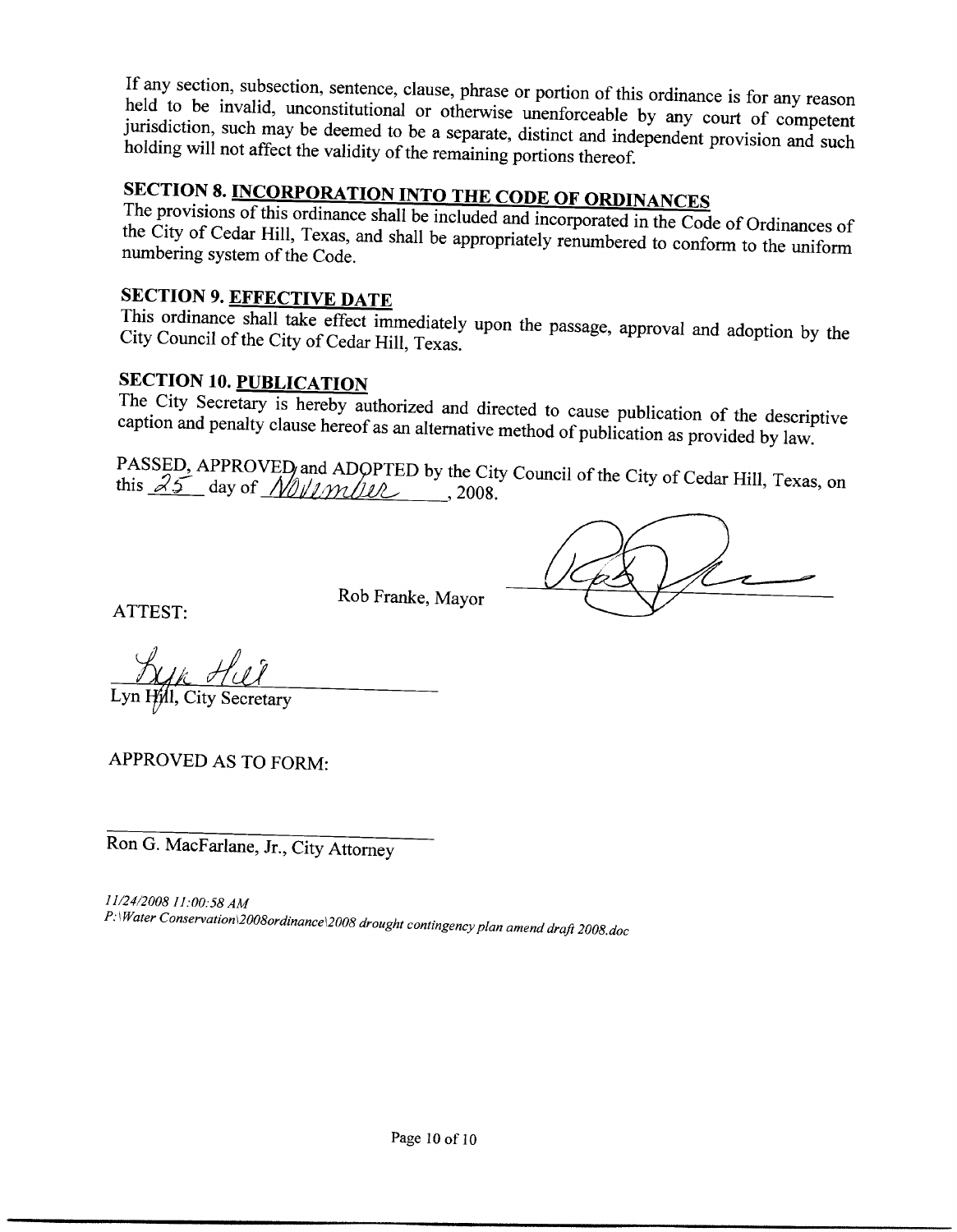If any section, subsection, sentence, clause, phrase or portion of this ordinance is for any reason held to be invalid, unconstitutional or otherwise unenforceable by any court of competent jurisdiction, such may be deemed to be a separate, distinct and independent provision and such holding will not affect the validity of the remaining portions thereof.

## SECTION 8. INCORPORATION INTO THE CODE OF ORDINANCES

The provisions of this ordinance shall be included and incorporated in the Code of Ordinances of the City of Cedar Hill, Texas, and shall be appropriately renumbered to conform to the uniform numbering system of the Code.

## SECTION 9. EFFECTIVE DATE

This ordinance shall take effect immediately upon the passage, approval and adoption by the City Council of the City of Cedar Hill, Texas.

## SECTION 10. PUBLICATION

The City Secretary is hereby authorized and directed to cause publication of the descriptive caption and penalty clause hereof as an alternative method of publication as provided by law.

PASSED, APPROVED and ADOPTED by the City Council of the City of Cedar Hill, Texas, on this 25 day of November, 2008.

Rob Franke, Mayor

ATTEST:

Lyn Hill, City Secretary

APPROVED AS TO FORM:

Ron G. MacFarlane, Jr., City Attorney

*11/24/2008 11:00:58 AM*
*P:\Water Conservation\2008ordinance\2008 drought contingency plan amend draft 2008.doc*